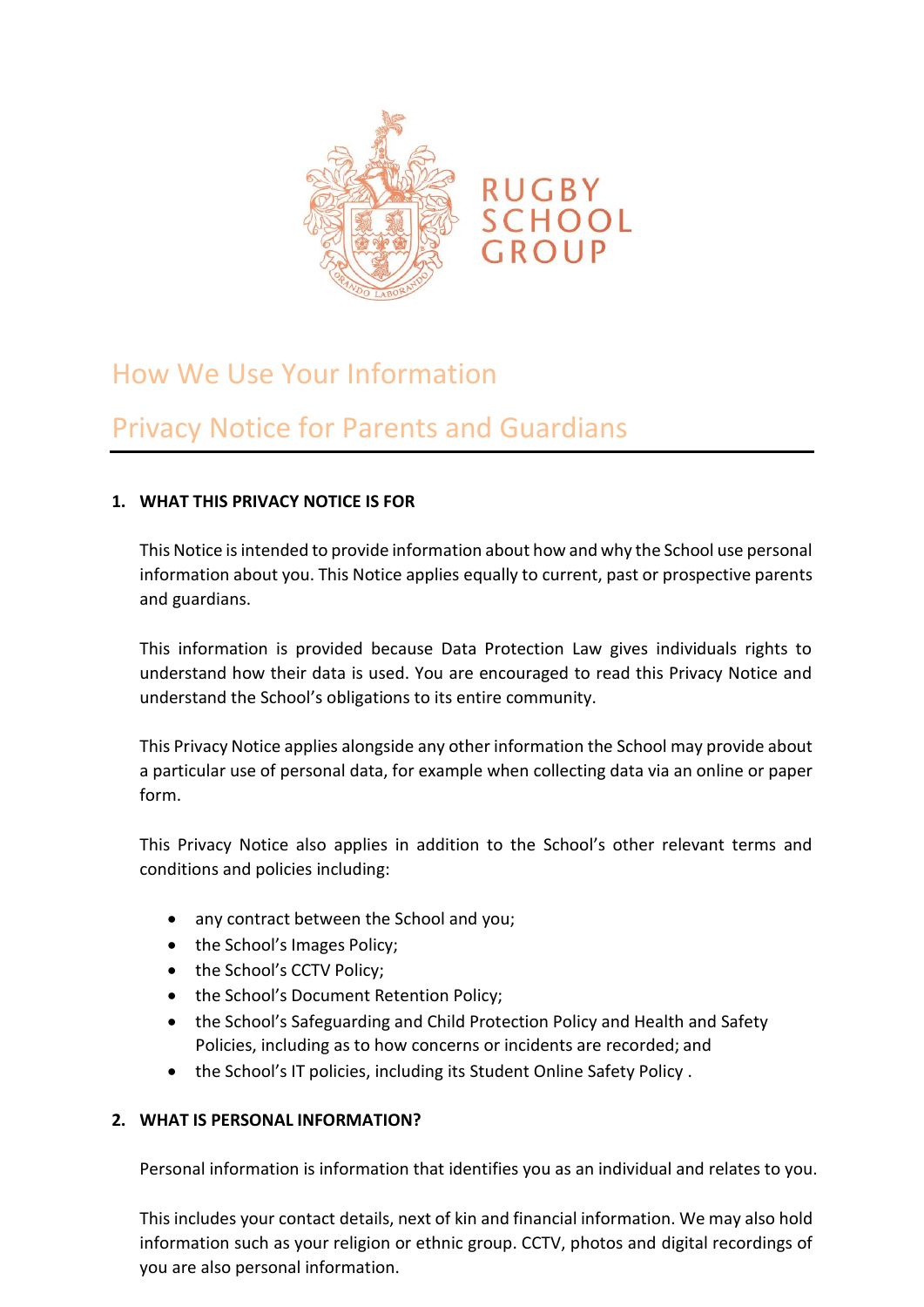RUGBY SCHOOL GROUP

# How We Use Your Information

# Privacy Notice for Parents and Guardians

## 1. WHAT THIS PRIVACY NOTICE IS FOR

This Notice is intended to provide information about how and why the School use personal information about you. This Notice applies equally to current, past or prospective parents and guardians.

This information is provided because Data Protection Law gives individuals rights to understand how their data is used. You are encouraged to read this Privacy Notice and understand the School's obligations to its entire community.

This Privacy Notice applies alongside any other information the School may provide about a particular use of personal data, for example when collecting data via an online or paper form.

This Privacy Notice also applies in addition to the School's other relevant terms and conditions and policies including:

- any contract between the School and you;
- the School's Images Policy;
- the School's CCTV Policy;
- the School's Document Retention Policy;
- the School's Safeguarding and Child Protection Policy and Health and Safety Policies, including as to how concerns or incidents are recorded; and
- the School's IT policies, including its Student Online Safety Policy .

## 2. WHAT IS PERSONAL INFORMATION?

Personal information is information that identifies you as an individual and relates to you.

This includes your contact details, next of kin and financial information. We may also hold information such as your religion or ethnic group. CCTV, photos and digital recordings of you are also personal information.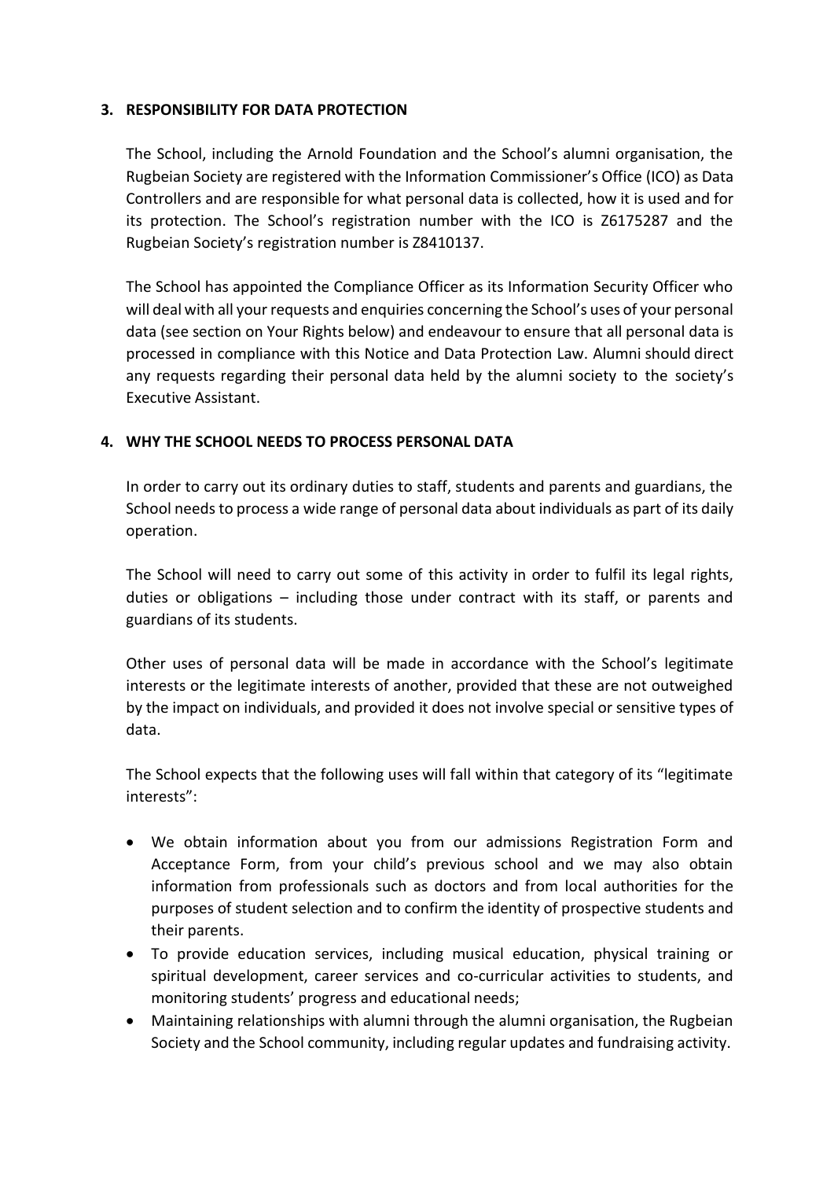## 3. RESPONSIBILITY FOR DATA PROTECTION

The School, including the Arnold Foundation and the School's alumni organisation, the Rugbeian Society are registered with the Information Commissioner's Office (ICO) as Data Controllers and are responsible for what personal data is collected, how it is used and for its protection. The School's registration number with the ICO is Z6175287 and the Rugbeian Society's registration number is Z8410137.

The School has appointed the Compliance Officer as its Information Security Officer who will deal with all your requests and enquiries concerning the School's uses of your personal data (see section on Your Rights below) and endeavour to ensure that all personal data is processed in compliance with this Notice and Data Protection Law. Alumni should direct any requests regarding their personal data held by the alumni society to the society's Executive Assistant.

## 4. WHY THE SCHOOL NEEDS TO PROCESS PERSONAL DATA

In order to carry out its ordinary duties to staff, students and parents and guardians, the School needs to process a wide range of personal data about individuals as part of its daily operation.

The School will need to carry out some of this activity in order to fulfil its legal rights, duties or obligations – including those under contract with its staff, or parents and guardians of its students.

Other uses of personal data will be made in accordance with the School's legitimate interests or the legitimate interests of another, provided that these are not outweighed by the impact on individuals, and provided it does not involve special or sensitive types of data.

The School expects that the following uses will fall within that category of its "legitimate interests":

- We obtain information about you from our admissions Registration Form and Acceptance Form, from your child's previous school and we may also obtain information from professionals such as doctors and from local authorities for the purposes of student selection and to confirm the identity of prospective students and their parents.
- To provide education services, including musical education, physical training or spiritual development, career services and co-curricular activities to students, and monitoring students' progress and educational needs;
- Maintaining relationships with alumni through the alumni organisation, the Rugbeian Society and the School community, including regular updates and fundraising activity.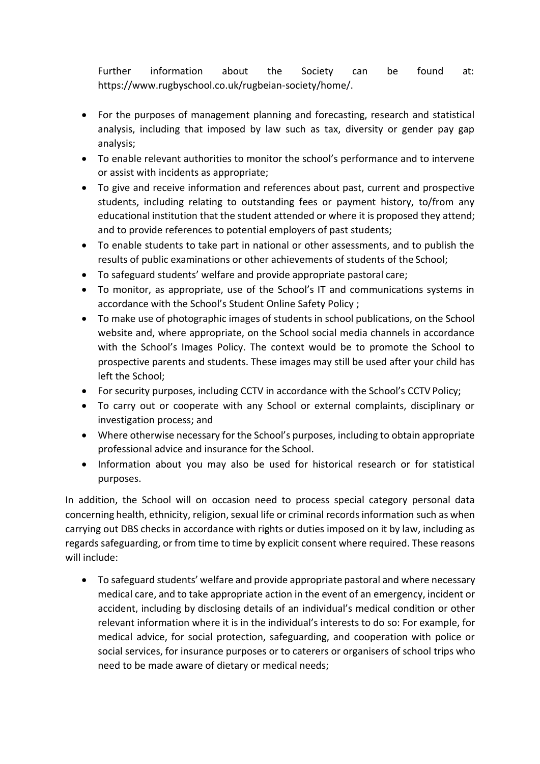Further information about the Society can be found at: https://www.rugbyschool.co.uk/rugbeian-society/home/.

- For the purposes of management planning and forecasting, research and statistical analysis, including that imposed by law such as tax, diversity or gender pay gap analysis;
- To enable relevant authorities to monitor the school's performance and to intervene or assist with incidents as appropriate;
- To give and receive information and references about past, current and prospective students, including relating to outstanding fees or payment history, to/from any educational institution that the student attended or where it is proposed they attend; and to provide references to potential employers of past students;
- To enable students to take part in national or other assessments, and to publish the results of public examinations or other achievements of students of the School;
- To safeguard students' welfare and provide appropriate pastoral care;
- To monitor, as appropriate, use of the School's IT and communications systems in accordance with the School's Student Online Safety Policy ;
- To make use of photographic images of students in school publications, on the School website and, where appropriate, on the School social media channels in accordance with the School's Images Policy. The context would be to promote the School to prospective parents and students. These images may still be used after your child has left the School;
- For security purposes, including CCTV in accordance with the School's CCTV Policy;
- To carry out or cooperate with any School or external complaints, disciplinary or investigation process; and
- Where otherwise necessary for the School's purposes, including to obtain appropriate professional advice and insurance for the School.
- Information about you may also be used for historical research or for statistical purposes.

In addition, the School will on occasion need to process special category personal data concerning health, ethnicity, religion, sexual life or criminal records information such as when carrying out DBS checks in accordance with rights or duties imposed on it by law, including as regards safeguarding, or from time to time by explicit consent where required. These reasons will include:

- To safeguard students' welfare and provide appropriate pastoral and where necessary medical care, and to take appropriate action in the event of an emergency, incident or accident, including by disclosing details of an individual's medical condition or other relevant information where it is in the individual's interests to do so: For example, for medical advice, for social protection, safeguarding, and cooperation with police or social services, for insurance purposes or to caterers or organisers of school trips who need to be made aware of dietary or medical needs;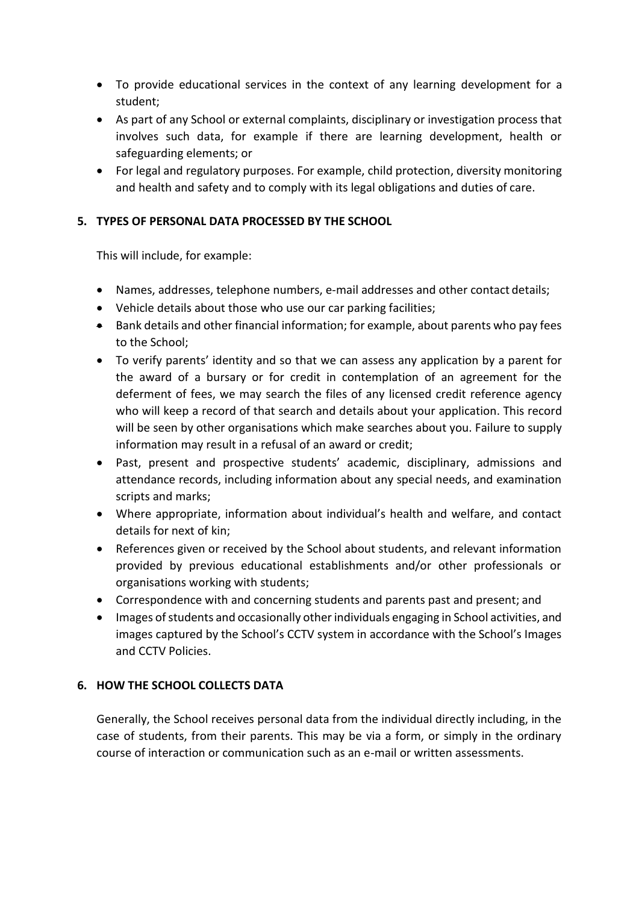- To provide educational services in the context of any learning development for a student;
- As part of any School or external complaints, disciplinary or investigation process that involves such data, for example if there are learning development, health or safeguarding elements; or
- For legal and regulatory purposes. For example, child protection, diversity monitoring and health and safety and to comply with its legal obligations and duties of care.

## 5. TYPES OF PERSONAL DATA PROCESSED BY THE SCHOOL

This will include, for example:

- Names, addresses, telephone numbers, e-mail addresses and other contact details;
- Vehicle details about those who use our car parking facilities;
- Bank details and other financial information; for example, about parents who pay fees to the School;
- To verify parents' identity and so that we can assess any application by a parent for the award of a bursary or for credit in contemplation of an agreement for the deferment of fees, we may search the files of any licensed credit reference agency who will keep a record of that search and details about your application. This record will be seen by other organisations which make searches about you. Failure to supply information may result in a refusal of an award or credit;
- Past, present and prospective students' academic, disciplinary, admissions and attendance records, including information about any special needs, and examination scripts and marks;
- Where appropriate, information about individual's health and welfare, and contact details for next of kin;
- References given or received by the School about students, and relevant information provided by previous educational establishments and/or other professionals or organisations working with students;
- Correspondence with and concerning students and parents past and present; and
- Images of students and occasionally other individuals engaging in School activities, and images captured by the School's CCTV system in accordance with the School's Images and CCTV Policies.

## 6. HOW THE SCHOOL COLLECTS DATA

Generally, the School receives personal data from the individual directly including, in the case of students, from their parents. This may be via a form, or simply in the ordinary course of interaction or communication such as an e-mail or written assessments.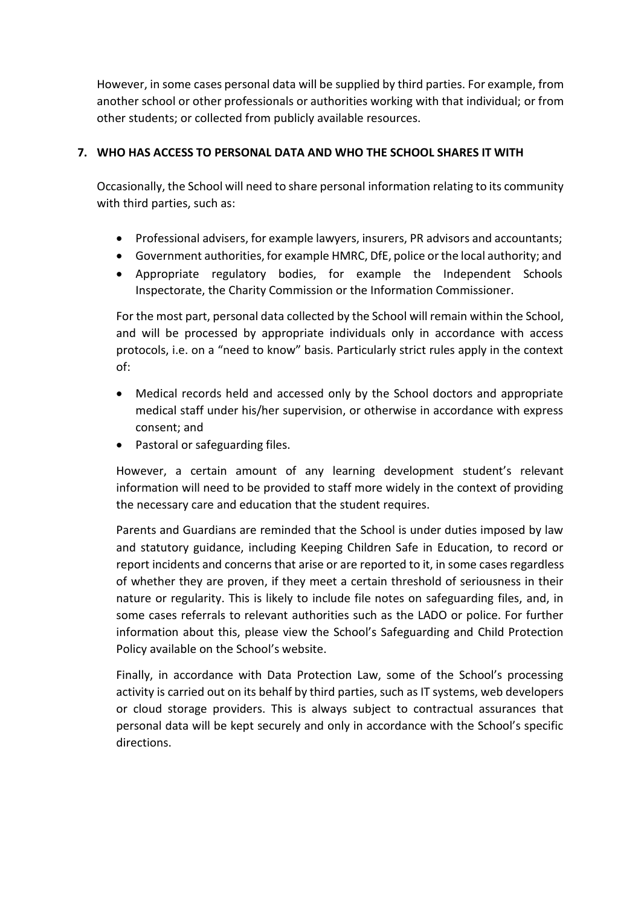However, in some cases personal data will be supplied by third parties. For example, from another school or other professionals or authorities working with that individual; or from other students; or collected from publicly available resources.

## 7. WHO HAS ACCESS TO PERSONAL DATA AND WHO THE SCHOOL SHARES IT WITH

Occasionally, the School will need to share personal information relating to its community with third parties, such as:

- Professional advisers, for example lawyers, insurers, PR advisors and accountants;
- Government authorities, for example HMRC, DfE, police or the local authority; and
- Appropriate regulatory bodies, for example the Independent Schools Inspectorate, the Charity Commission or the Information Commissioner.

For the most part, personal data collected by the School will remain within the School, and will be processed by appropriate individuals only in accordance with access protocols, i.e. on a "need to know" basis. Particularly strict rules apply in the context of:

- Medical records held and accessed only by the School doctors and appropriate medical staff under his/her supervision, or otherwise in accordance with express consent; and
- Pastoral or safeguarding files.

However, a certain amount of any learning development student's relevant information will need to be provided to staff more widely in the context of providing the necessary care and education that the student requires.

Parents and Guardians are reminded that the School is under duties imposed by law and statutory guidance, including Keeping Children Safe in Education, to record or report incidents and concerns that arise or are reported to it, in some cases regardless of whether they are proven, if they meet a certain threshold of seriousness in their nature or regularity. This is likely to include file notes on safeguarding files, and, in some cases referrals to relevant authorities such as the LADO or police. For further information about this, please view the School's Safeguarding and Child Protection Policy available on the School's website.

Finally, in accordance with Data Protection Law, some of the School's processing activity is carried out on its behalf by third parties, such as IT systems, web developers or cloud storage providers. This is always subject to contractual assurances that personal data will be kept securely and only in accordance with the School's specific directions.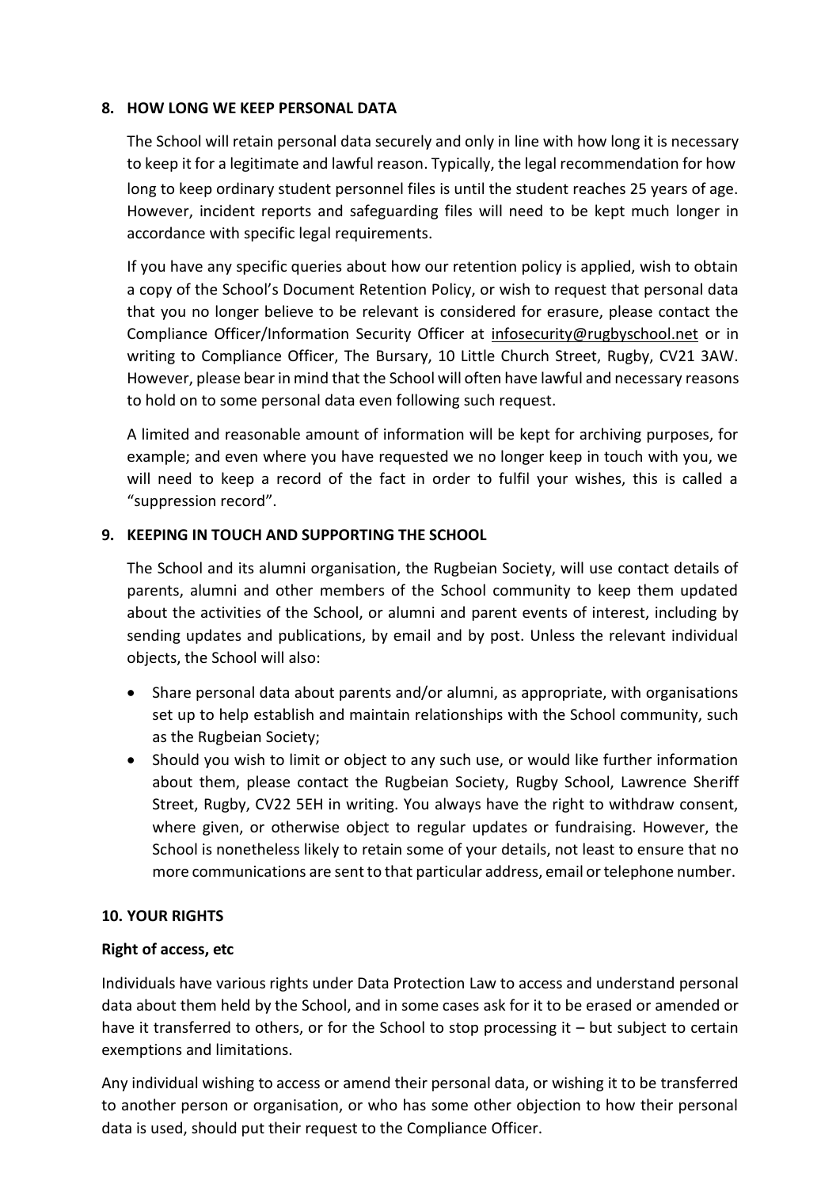## 8. HOW LONG WE KEEP PERSONAL DATA

The School will retain personal data securely and only in line with how long it is necessary to keep it for a legitimate and lawful reason. Typically, the legal recommendation for how long to keep ordinary student personnel files is until the student reaches 25 years of age. However, incident reports and safeguarding files will need to be kept much longer in accordance with specific legal requirements.

If you have any specific queries about how our retention policy is applied, wish to obtain a copy of the School's Document Retention Policy, or wish to request that personal data that you no longer believe to be relevant is considered for erasure, please contact the Compliance Officer/Information Security Officer at infosecurity@rugbyschool.net or in writing to Compliance Officer, The Bursary, 10 Little Church Street, Rugby, CV21 3AW. However, please bear in mind that the School will often have lawful and necessary reasons to hold on to some personal data even following such request.

A limited and reasonable amount of information will be kept for archiving purposes, for example; and even where you have requested we no longer keep in touch with you, we will need to keep a record of the fact in order to fulfil your wishes, this is called a "suppression record".

## 9. KEEPING IN TOUCH AND SUPPORTING THE SCHOOL

The School and its alumni organisation, the Rugbeian Society, will use contact details of parents, alumni and other members of the School community to keep them updated about the activities of the School, or alumni and parent events of interest, including by sending updates and publications, by email and by post. Unless the relevant individual objects, the School will also:

- Share personal data about parents and/or alumni, as appropriate, with organisations set up to help establish and maintain relationships with the School community, such as the Rugbeian Society;
- Should you wish to limit or object to any such use, or would like further information about them, please contact the Rugbeian Society, Rugby School, Lawrence Sheriff Street, Rugby, CV22 5EH in writing. You always have the right to withdraw consent, where given, or otherwise object to regular updates or fundraising. However, the School is nonetheless likely to retain some of your details, not least to ensure that no more communications are sent to that particular address, email or telephone number.

## 10. YOUR RIGHTS

**Right of access, etc**

Individuals have various rights under Data Protection Law to access and understand personal data about them held by the School, and in some cases ask for it to be erased or amended or have it transferred to others, or for the School to stop processing it – but subject to certain exemptions and limitations.

Any individual wishing to access or amend their personal data, or wishing it to be transferred to another person or organisation, or who has some other objection to how their personal data is used, should put their request to the Compliance Officer.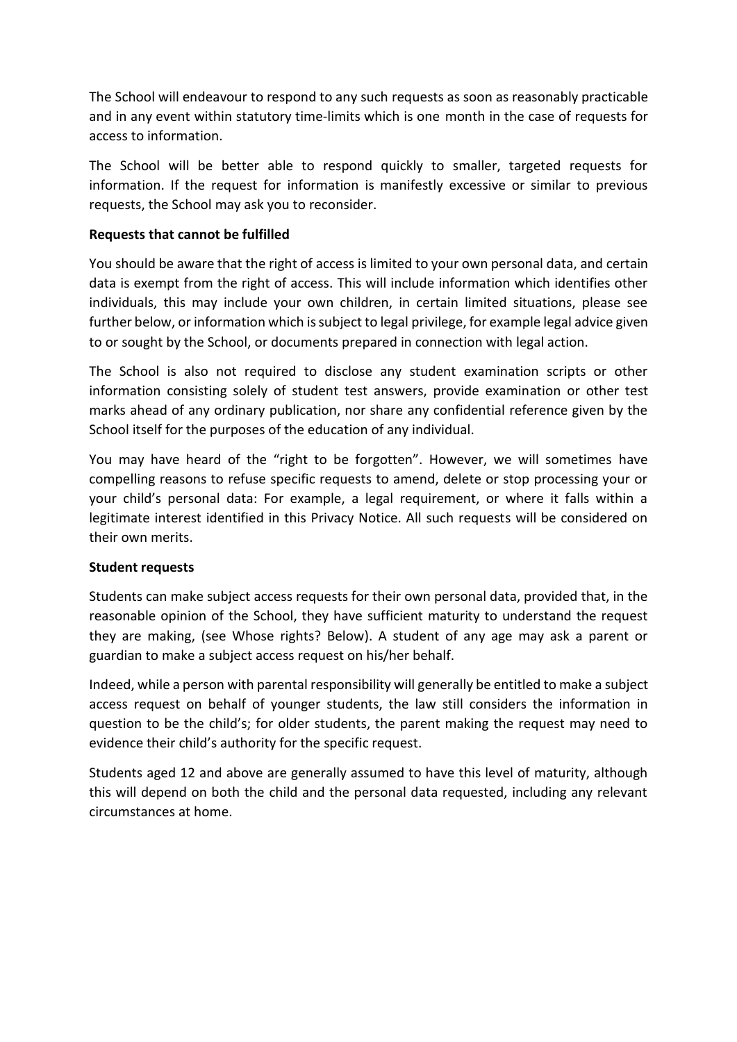The School will endeavour to respond to any such requests as soon as reasonably practicable and in any event within statutory time-limits which is one month in the case of requests for access to information.

The School will be better able to respond quickly to smaller, targeted requests for information. If the request for information is manifestly excessive or similar to previous requests, the School may ask you to reconsider.

**Requests that cannot be fulfilled**

You should be aware that the right of access is limited to your own personal data, and certain data is exempt from the right of access. This will include information which identifies other individuals, this may include your own children, in certain limited situations, please see further below, or information which is subject to legal privilege, for example legal advice given to or sought by the School, or documents prepared in connection with legal action.

The School is also not required to disclose any student examination scripts or other information consisting solely of student test answers, provide examination or other test marks ahead of any ordinary publication, nor share any confidential reference given by the School itself for the purposes of the education of any individual.

You may have heard of the "right to be forgotten". However, we will sometimes have compelling reasons to refuse specific requests to amend, delete or stop processing your or your child's personal data: For example, a legal requirement, or where it falls within a legitimate interest identified in this Privacy Notice. All such requests will be considered on their own merits.

**Student requests**

Students can make subject access requests for their own personal data, provided that, in the reasonable opinion of the School, they have sufficient maturity to understand the request they are making, (see Whose rights? Below). A student of any age may ask a parent or guardian to make a subject access request on his/her behalf.

Indeed, while a person with parental responsibility will generally be entitled to make a subject access request on behalf of younger students, the law still considers the information in question to be the child's; for older students, the parent making the request may need to evidence their child's authority for the specific request.

Students aged 12 and above are generally assumed to have this level of maturity, although this will depend on both the child and the personal data requested, including any relevant circumstances at home.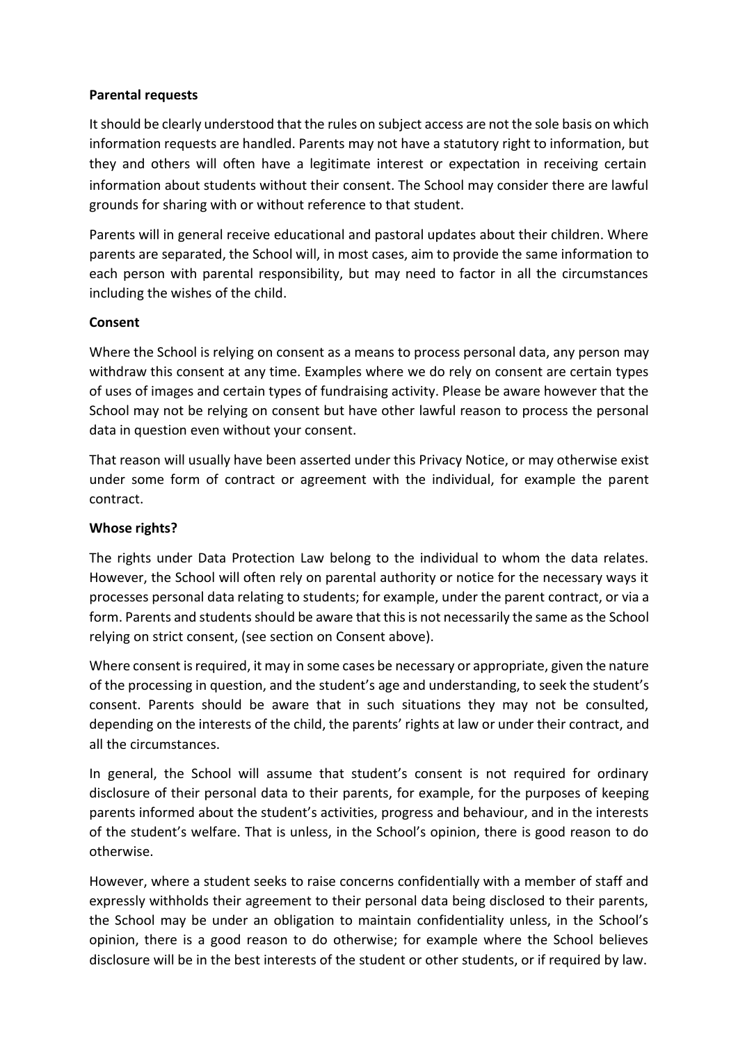**Parental requests**

It should be clearly understood that the rules on subject access are not the sole basis on which information requests are handled. Parents may not have a statutory right to information, but they and others will often have a legitimate interest or expectation in receiving certain information about students without their consent. The School may consider there are lawful grounds for sharing with or without reference to that student.

Parents will in general receive educational and pastoral updates about their children. Where parents are separated, the School will, in most cases, aim to provide the same information to each person with parental responsibility, but may need to factor in all the circumstances including the wishes of the child.

**Consent**

Where the School is relying on consent as a means to process personal data, any person may withdraw this consent at any time. Examples where we do rely on consent are certain types of uses of images and certain types of fundraising activity. Please be aware however that the School may not be relying on consent but have other lawful reason to process the personal data in question even without your consent.

That reason will usually have been asserted under this Privacy Notice, or may otherwise exist under some form of contract or agreement with the individual, for example the parent contract.

**Whose rights?**

The rights under Data Protection Law belong to the individual to whom the data relates. However, the School will often rely on parental authority or notice for the necessary ways it processes personal data relating to students; for example, under the parent contract, or via a form. Parents and students should be aware that this is not necessarily the same as the School relying on strict consent, (see section on Consent above).

Where consent is required, it may in some cases be necessary or appropriate, given the nature of the processing in question, and the student's age and understanding, to seek the student's consent. Parents should be aware that in such situations they may not be consulted, depending on the interests of the child, the parents' rights at law or under their contract, and all the circumstances.

In general, the School will assume that student's consent is not required for ordinary disclosure of their personal data to their parents, for example, for the purposes of keeping parents informed about the student's activities, progress and behaviour, and in the interests of the student's welfare. That is unless, in the School's opinion, there is good reason to do otherwise.

However, where a student seeks to raise concerns confidentially with a member of staff and expressly withholds their agreement to their personal data being disclosed to their parents, the School may be under an obligation to maintain confidentiality unless, in the School's opinion, there is a good reason to do otherwise; for example where the School believes disclosure will be in the best interests of the student or other students, or if required by law.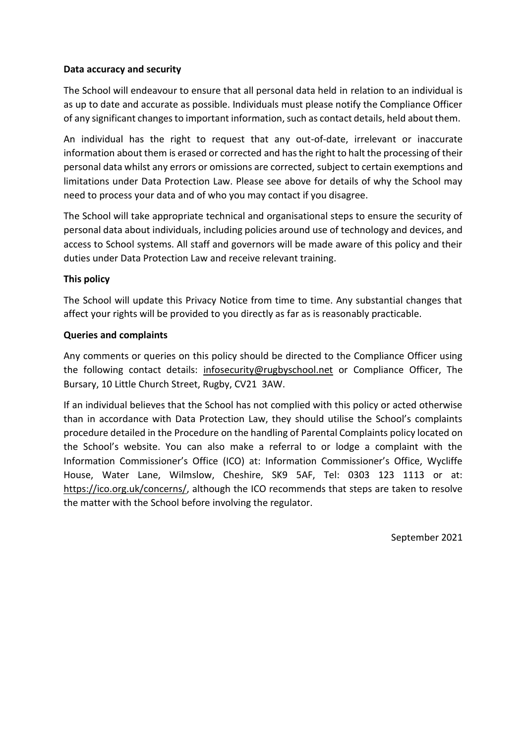**Data accuracy and security**

The School will endeavour to ensure that all personal data held in relation to an individual is as up to date and accurate as possible. Individuals must please notify the Compliance Officer of any significant changes to important information, such as contact details, held about them.

An individual has the right to request that any out-of-date, irrelevant or inaccurate information about them is erased or corrected and has the right to halt the processing of their personal data whilst any errors or omissions are corrected, subject to certain exemptions and limitations under Data Protection Law. Please see above for details of why the School may need to process your data and of who you may contact if you disagree.

The School will take appropriate technical and organisational steps to ensure the security of personal data about individuals, including policies around use of technology and devices, and access to School systems. All staff and governors will be made aware of this policy and their duties under Data Protection Law and receive relevant training.

**This policy**

The School will update this Privacy Notice from time to time. Any substantial changes that affect your rights will be provided to you directly as far as is reasonably practicable.

**Queries and complaints**

Any comments or queries on this policy should be directed to the Compliance Officer using the following contact details: infosecurity@rugbyschool.net or Compliance Officer, The Bursary, 10 Little Church Street, Rugby, CV21 3AW.

If an individual believes that the School has not complied with this policy or acted otherwise than in accordance with Data Protection Law, they should utilise the School's complaints procedure detailed in the Procedure on the handling of Parental Complaints policy located on the School's website. You can also make a referral to or lodge a complaint with the Information Commissioner's Office (ICO) at: Information Commissioner's Office, Wycliffe House, Water Lane, Wilmslow, Cheshire, SK9 5AF, Tel: 0303 123 1113 or at: https://ico.org.uk/concerns/, although the ICO recommends that steps are taken to resolve the matter with the School before involving the regulator.

September 2021